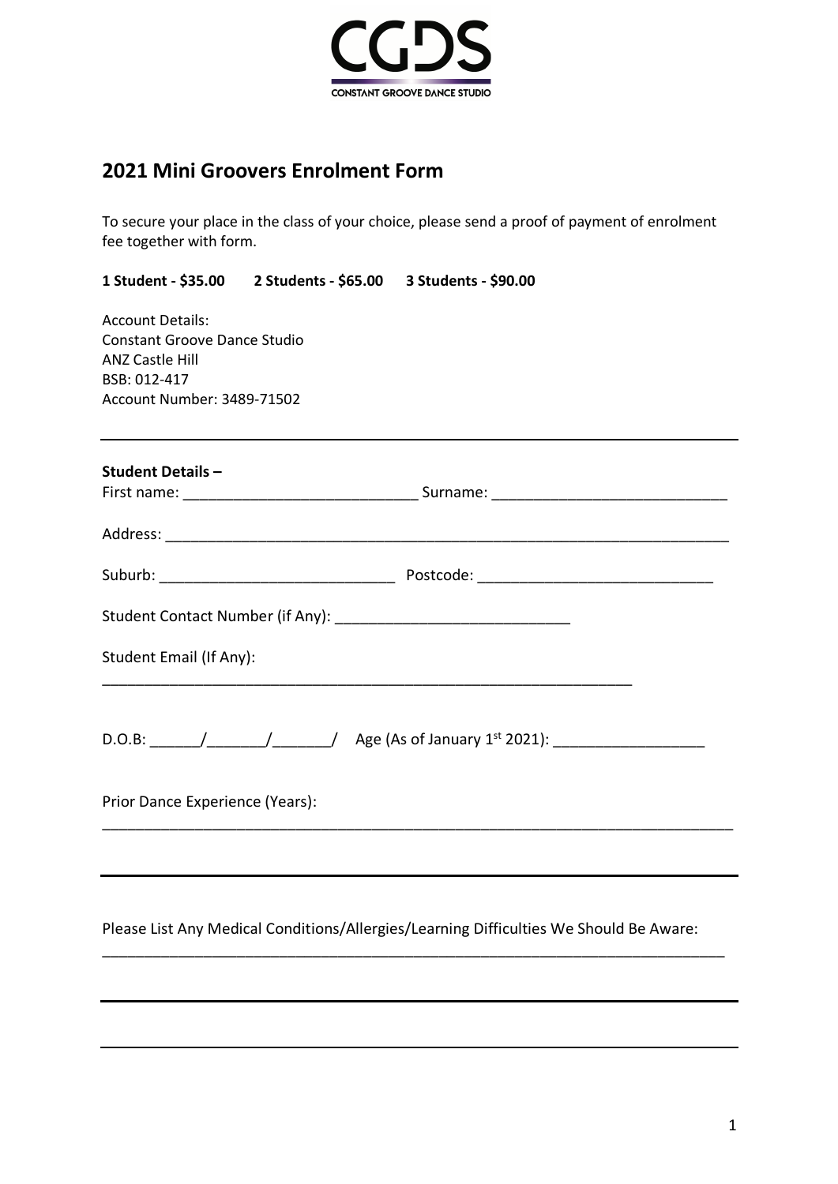CGDS

CONSTANT GROOVE DANCE STUDIO

## 2021 Mini Groovers Enrolment Form

To secure your place in the class of your choice, please send a proof of payment of enrolment fee together with form.

**1 Student - $35.00 2 Students - $65.00 3 Students - $90.00**

Account Details:
Constant Groove Dance Studio
ANZ Castle Hill
BSB: 012-417
Account Number: 3489-71502

---

**Student Details –**

First name: ___________________________ Surname: ___________________________

Address: ___________________________________________________________________

Suburb: ___________________________ Postcode: ___________________________

Student Contact Number (if Any): ___________________________

Student Email (If Any):

_____________________________________________________________

D.O.B: ______/_______/_______/ Age (As of January 1st 2021): _________________

Prior Dance Experience (Years):

_________________________________________________________________________

---

Please List Any Medical Conditions/Allergies/Learning Difficulties We Should Be Aware:

_________________________________________________________________________

---

---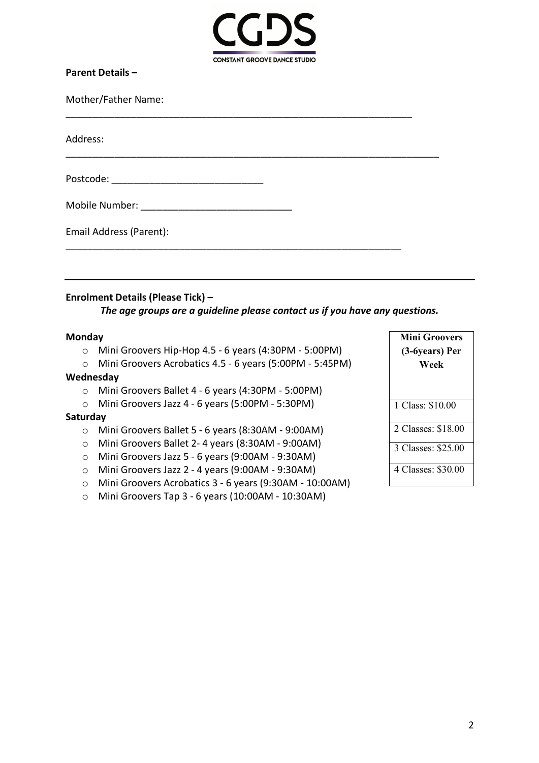CGDS

CONSTANT GROOVE DANCE STUDIO

**Parent Details –**

Mother/Father Name:

________________________________________________________________

Address:

___________________________________________________________________

Postcode: ___________________________

Mobile Number: ___________________________

Email Address (Parent):

______________________________________________________________

---

**Enrolment Details (Please Tick) –**

***The age groups are a guideline please contact us if you have any questions.***

**Monday**

- Mini Groovers Hip-Hop 4.5 - 6 years (4:30PM - 5:00PM)
- Mini Groovers Acrobatics 4.5 - 6 years (5:00PM - 5:45PM)

**Wednesday**

- Mini Groovers Ballet 4 - 6 years (4:30PM - 5:00PM)
- Mini Groovers Jazz 4 - 6 years (5:00PM - 5:30PM)

**Saturday**

- Mini Groovers Ballet 5 - 6 years (8:30AM - 9:00AM)
- Mini Groovers Ballet 2- 4 years (8:30AM - 9:00AM)
- Mini Groovers Jazz 5 - 6 years (9:00AM - 9:30AM)
- Mini Groovers Jazz 2 - 4 years (9:00AM - 9:30AM)
- Mini Groovers Acrobatics 3 - 6 years (9:30AM - 10:00AM)
- Mini Groovers Tap 3 - 6 years (10:00AM - 10:30AM)

| **Mini Groovers (3-6years) Per Week** |
|---|
| 1 Class: $10.00 |
| 2 Classes: $18.00 |
| 3 Classes: $25.00 |
| 4 Classes: $30.00 |